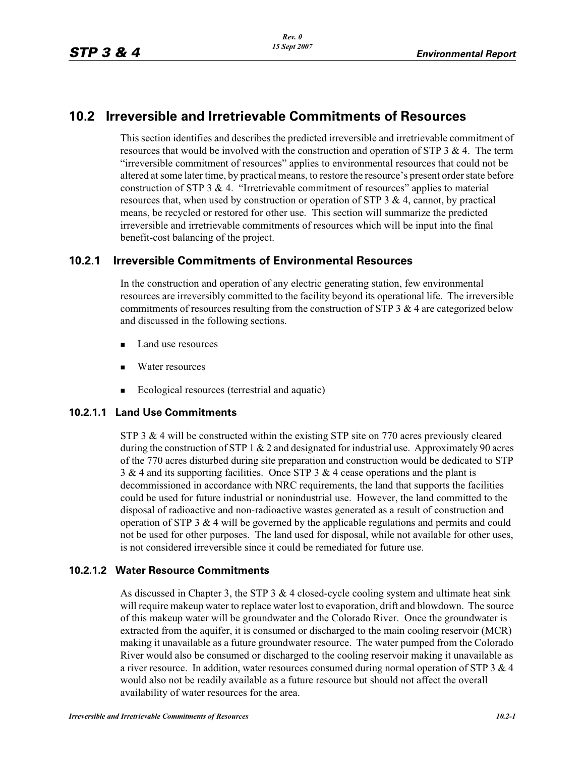## 10.2 Irreversible and Irretrievable Commitments of Resources

This section identifies and describes the predicted irreversible and irretrievable commitment of resources that would be involved with the construction and operation of STP 3 & 4. The term "irreversible commitment of resources" applies to environmental resources that could not be altered at some later time, by practical means, to restore the resource's present order state before construction of STP 3 & 4. "Irretrievable commitment of resources" applies to material resources that, when used by construction or operation of STP 3 & 4, cannot, by practical means, be recycled or restored for other use. This section will summarize the predicted irreversible and irretrievable commitments of resources which will be input into the final benefit-cost balancing of the project.

### 10.2.1 Irreversible Commitments of Environmental Resources

In the construction and operation of any electric generating station, few environmental resources are irreversibly committed to the facility beyond its operational life. The irreversible commitments of resources resulting from the construction of STP 3 & 4 are categorized below and discussed in the following sections.

- Land use resources
- Water resources
- Ecological resources (terrestrial and aquatic)

#### 10.2.1.1 Land Use Commitments

STP 3 & 4 will be constructed within the existing STP site on 770 acres previously cleared during the construction of STP 1 & 2 and designated for industrial use. Approximately 90 acres of the 770 acres disturbed during site preparation and construction would be dedicated to STP 3 & 4 and its supporting facilities. Once STP 3 & 4 cease operations and the plant is decommissioned in accordance with NRC requirements, the land that supports the facilities could be used for future industrial or nonindustrial use. However, the land committed to the disposal of radioactive and non-radioactive wastes generated as a result of construction and operation of STP 3 & 4 will be governed by the applicable regulations and permits and could not be used for other purposes. The land used for disposal, while not available for other uses, is not considered irreversible since it could be remediated for future use.

#### 10.2.1.2 Water Resource Commitments

As discussed in Chapter 3, the STP 3 & 4 closed-cycle cooling system and ultimate heat sink will require makeup water to replace water lost to evaporation, drift and blowdown. The source of this makeup water will be groundwater and the Colorado River. Once the groundwater is extracted from the aquifer, it is consumed or discharged to the main cooling reservoir (MCR) making it unavailable as a future groundwater resource. The water pumped from the Colorado River would also be consumed or discharged to the cooling reservoir making it unavailable as a river resource. In addition, water resources consumed during normal operation of STP 3 & 4 would also not be readily available as a future resource but should not affect the overall availability of water resources for the area.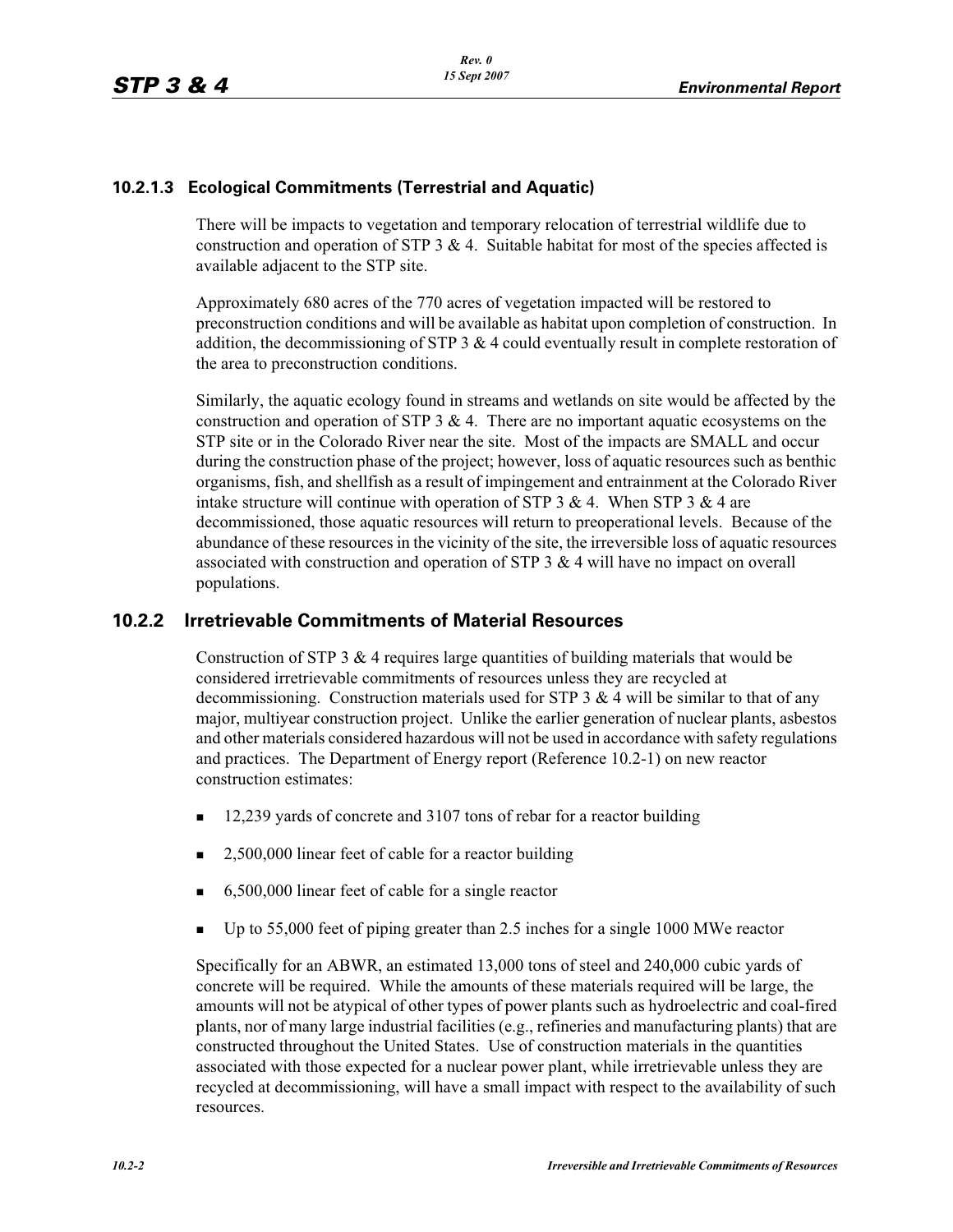### 10.2.1.3 Ecological Commitments (Terrestrial and Aquatic)

There will be impacts to vegetation and temporary relocation of terrestrial wildlife due to construction and operation of STP 3 & 4. Suitable habitat for most of the species affected is available adjacent to the STP site.

Approximately 680 acres of the 770 acres of vegetation impacted will be restored to preconstruction conditions and will be available as habitat upon completion of construction. In addition, the decommissioning of STP 3 & 4 could eventually result in complete restoration of the area to preconstruction conditions.

Similarly, the aquatic ecology found in streams and wetlands on site would be affected by the construction and operation of STP 3 & 4. There are no important aquatic ecosystems on the STP site or in the Colorado River near the site. Most of the impacts are SMALL and occur during the construction phase of the project; however, loss of aquatic resources such as benthic organisms, fish, and shellfish as a result of impingement and entrainment at the Colorado River intake structure will continue with operation of STP 3 & 4. When STP 3 & 4 are decommissioned, those aquatic resources will return to preoperational levels. Because of the abundance of these resources in the vicinity of the site, the irreversible loss of aquatic resources associated with construction and operation of STP 3 & 4 will have no impact on overall populations.

## 10.2.2 Irretrievable Commitments of Material Resources

Construction of STP 3 & 4 requires large quantities of building materials that would be considered irretrievable commitments of resources unless they are recycled at decommissioning. Construction materials used for STP 3 & 4 will be similar to that of any major, multiyear construction project. Unlike the earlier generation of nuclear plants, asbestos and other materials considered hazardous will not be used in accordance with safety regulations and practices. The Department of Energy report (Reference 10.2-1) on new reactor construction estimates:

- 12,239 yards of concrete and 3107 tons of rebar for a reactor building
- 2,500,000 linear feet of cable for a reactor building
- 6,500,000 linear feet of cable for a single reactor
- Up to 55,000 feet of piping greater than 2.5 inches for a single 1000 MWe reactor

Specifically for an ABWR, an estimated 13,000 tons of steel and 240,000 cubic yards of concrete will be required. While the amounts of these materials required will be large, the amounts will not be atypical of other types of power plants such as hydroelectric and coal-fired plants, nor of many large industrial facilities (e.g., refineries and manufacturing plants) that are constructed throughout the United States. Use of construction materials in the quantities associated with those expected for a nuclear power plant, while irretrievable unless they are recycled at decommissioning, will have a small impact with respect to the availability of such resources.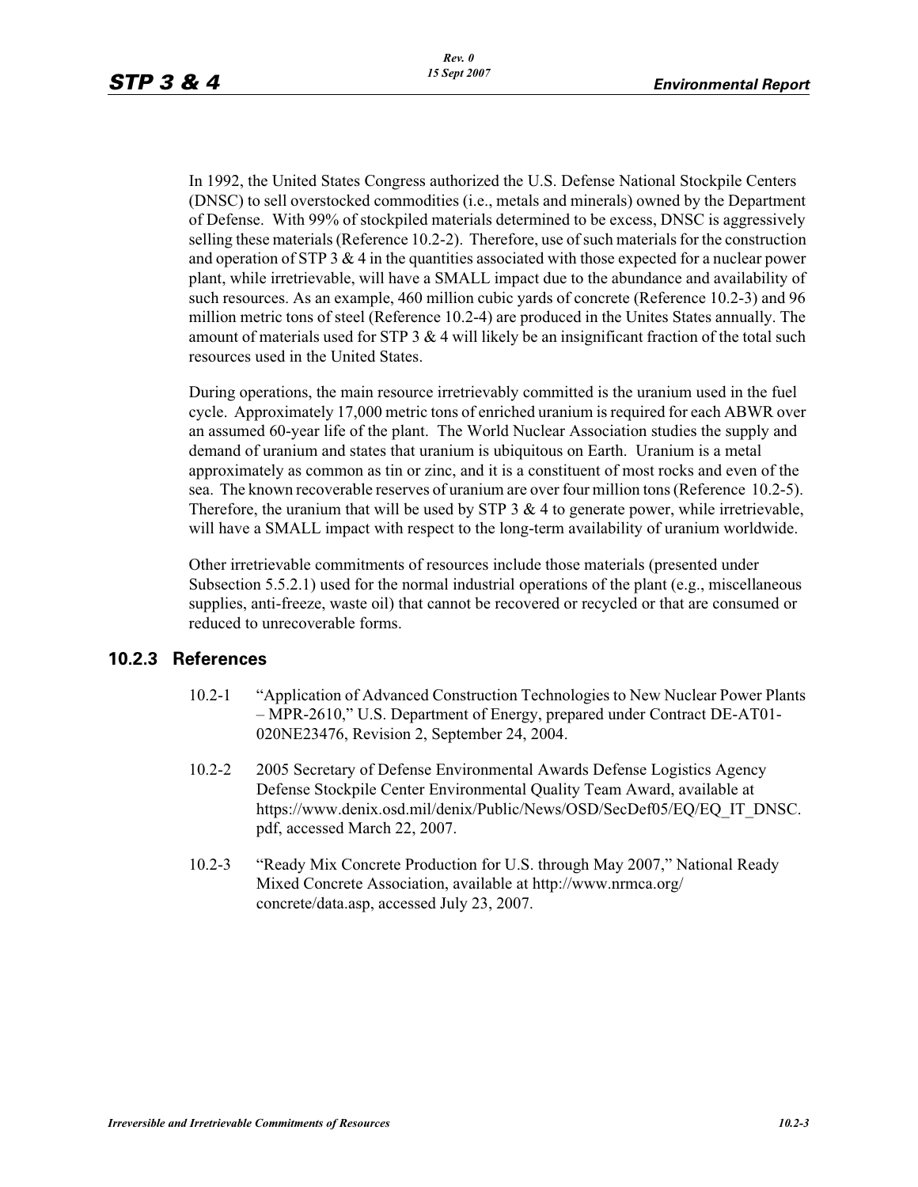In 1992, the United States Congress authorized the U.S. Defense National Stockpile Centers (DNSC) to sell overstocked commodities (i.e., metals and minerals) owned by the Department of Defense. With 99% of stockpiled materials determined to be excess, DNSC is aggressively selling these materials (Reference 10.2-2). Therefore, use of such materials for the construction and operation of STP 3 & 4 in the quantities associated with those expected for a nuclear power plant, while irretrievable, will have a SMALL impact due to the abundance and availability of such resources. As an example, 460 million cubic yards of concrete (Reference 10.2-3) and 96 million metric tons of steel (Reference 10.2-4) are produced in the Unites States annually. The amount of materials used for STP 3 & 4 will likely be an insignificant fraction of the total such resources used in the United States.

During operations, the main resource irretrievably committed is the uranium used in the fuel cycle. Approximately 17,000 metric tons of enriched uranium is required for each ABWR over an assumed 60-year life of the plant. The World Nuclear Association studies the supply and demand of uranium and states that uranium is ubiquitous on Earth. Uranium is a metal approximately as common as tin or zinc, and it is a constituent of most rocks and even of the sea. The known recoverable reserves of uranium are over four million tons (Reference 10.2-5). Therefore, the uranium that will be used by STP 3 & 4 to generate power, while irretrievable, will have a SMALL impact with respect to the long-term availability of uranium worldwide.

Other irretrievable commitments of resources include those materials (presented under Subsection 5.5.2.1) used for the normal industrial operations of the plant (e.g., miscellaneous supplies, anti-freeze, waste oil) that cannot be recovered or recycled or that are consumed or reduced to unrecoverable forms.

## 10.2.3 References

10.2-1 "Application of Advanced Construction Technologies to New Nuclear Power Plants – MPR-2610," U.S. Department of Energy, prepared under Contract DE-AT01-020NE23476, Revision 2, September 24, 2004.

10.2-2 2005 Secretary of Defense Environmental Awards Defense Logistics Agency Defense Stockpile Center Environmental Quality Team Award, available at https://www.denix.osd.mil/denix/Public/News/OSD/SecDef05/EQ/EQ_IT_DNSC.pdf, accessed March 22, 2007.

10.2-3 "Ready Mix Concrete Production for U.S. through May 2007," National Ready Mixed Concrete Association, available at http://www.nrmca.org/concrete/data.asp, accessed July 23, 2007.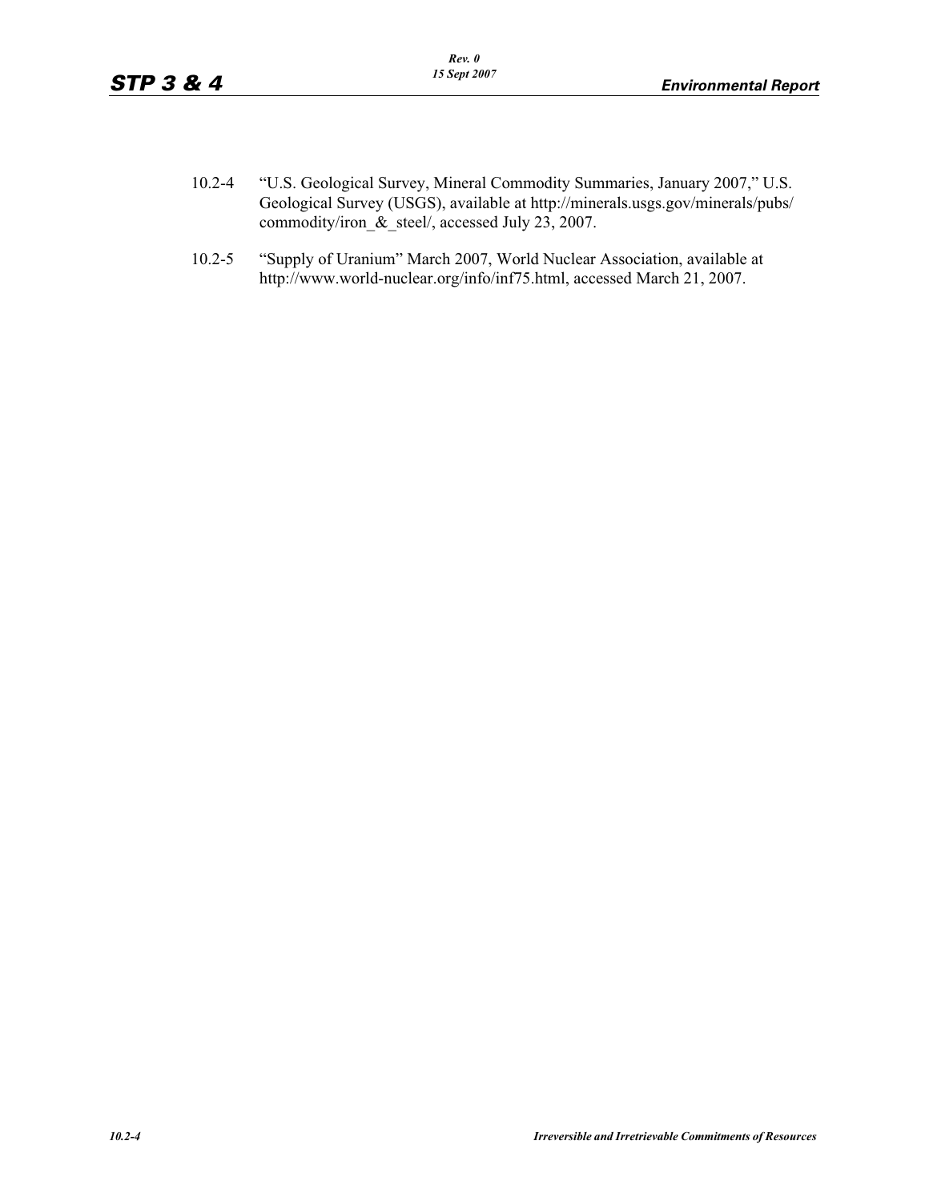10.2-4 "U.S. Geological Survey, Mineral Commodity Summaries, January 2007," U.S. Geological Survey (USGS), available at http://minerals.usgs.gov/minerals/pubs/commodity/iron_&_steel/, accessed July 23, 2007.

10.2-5 "Supply of Uranium" March 2007, World Nuclear Association, available at http://www.world-nuclear.org/info/inf75.html, accessed March 21, 2007.